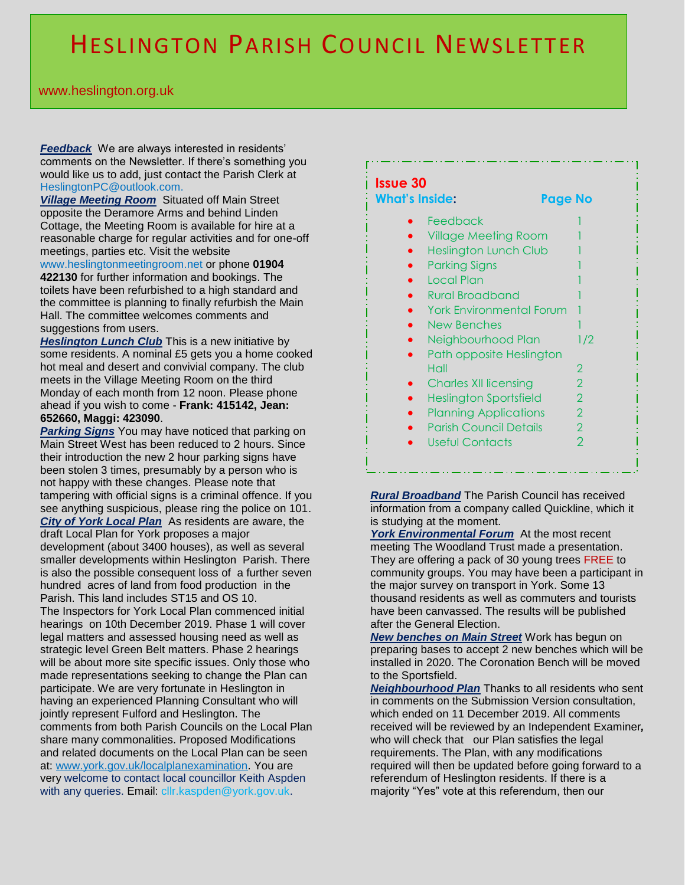# HESLINGTON PARISH COUNCIL NEWSLETTER

www.heslington.org.uk

**Issue 30**

**What's Inside:** **Page No**

| | |
|---|---|
| Feedback | 1 |
| Village Meeting Room | 1 |
| Heslington Lunch Club | 1 |
| Parking Signs | 1 |
| Local Plan | 1 |
| Rural Broadband | 1 |
| York Environmental Forum | 1 |
| New Benches | 1 |
| Neighbourhood Plan | 1/2 |
| Path opposite Heslington Hall | 2 |
| Charles XII licensing | 2 |
| Heslington Sportsfield | 2 |
| Planning Applications | 2 |
| Parish Council Details | 2 |
| Useful Contacts | 2 |

***Feedback*** We are always interested in residents' comments on the Newsletter. If there's something you would like us to add, just contact the Parish Clerk at HeslingtonPC@outlook.com.

***Village Meeting Room*** Situated off Main Street opposite the Deramore Arms and behind Linden Cottage, the Meeting Room is available for hire at a reasonable charge for regular activities and for one-off meetings, parties etc. Visit the website www.heslingtonmeetingroom.net or phone **01904 422130** for further information and bookings. The toilets have been refurbished to a high standard and the committee is planning to finally refurbish the Main Hall. The committee welcomes comments and suggestions from users.

***Heslington Lunch Club*** This is a new initiative by some residents. A nominal £5 gets you a home cooked hot meal and desert and convivial company. The club meets in the Village Meeting Room on the third Monday of each month from 12 noon. Please phone ahead if you wish to come - **Frank: 415142, Jean: 652660, Maggi: 423090**.

***Parking Signs*** You may have noticed that parking on Main Street West has been reduced to 2 hours. Since their introduction the new 2 hour parking signs have been stolen 3 times, presumably by a person who is not happy with these changes. Please note that tampering with official signs is a criminal offence. If you see anything suspicious, please ring the police on 101.

***City of York Local Plan*** As residents are aware, the draft Local Plan for York proposes a major development (about 3400 houses), as well as several smaller developments within Heslington Parish. There is also the possible consequent loss of a further seven hundred acres of land from food production in the Parish. This land includes ST15 and OS 10.

The Inspectors for York Local Plan commenced initial hearings on 10th December 2019. Phase 1 will cover legal matters and assessed housing need as well as strategic level Green Belt matters. Phase 2 hearings will be about more site specific issues. Only those who made representations seeking to change the Plan can participate. We are very fortunate in Heslington in having an experienced Planning Consultant who will jointly represent Fulford and Heslington. The comments from both Parish Councils on the Local Plan share many commonalities. Proposed Modifications and related documents on the Local Plan can be seen at: www.york.gov.uk/localplanexamination. You are very welcome to contact local councillor Keith Aspden with any queries. Email: cllr.kaspden@york.gov.uk.

***Rural Broadband*** The Parish Council has received information from a company called Quickline, which it is studying at the moment.

***York Environmental Forum*** At the most recent meeting The Woodland Trust made a presentation. They are offering a pack of 30 young trees FREE to community groups. You may have been a participant in the major survey on transport in York. Some 13 thousand residents as well as commuters and tourists have been canvassed. The results will be published after the General Election.

***New benches on Main Street*** Work has begun on preparing bases to accept 2 new benches which will be installed in 2020. The Coronation Bench will be moved to the Sportsfield.

***Neighbourhood Plan*** Thanks to all residents who sent in comments on the Submission Version consultation, which ended on 11 December 2019. All comments received will be reviewed by an Independent Examiner, who will check that our Plan satisfies the legal requirements. The Plan, with any modifications required will then be updated before going forward to a referendum of Heslington residents. If there is a majority "Yes" vote at this referendum, then our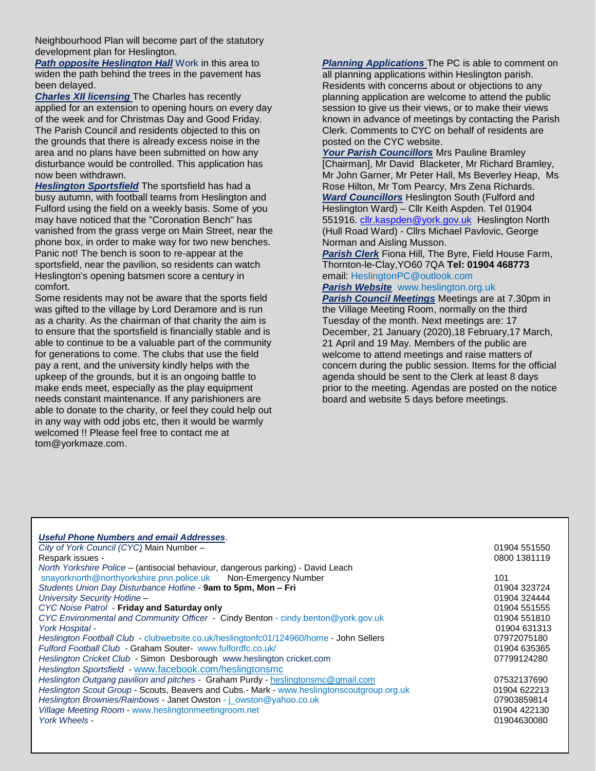Neighbourhood Plan will become part of the statutory development plan for Heslington.

***Path opposite Heslington Hall*** Work in this area to widen the path behind the trees in the pavement has been delayed.

***Charles XII licensing*** The Charles has recently applied for an extension to opening hours on every day of the week and for Christmas Day and Good Friday. The Parish Council and residents objected to this on the grounds that there is already excess noise in the area and no plans have been submitted on how any disturbance would be controlled. This application has now been withdrawn.

***Heslington Sportsfield*** The sportsfield has had a busy autumn, with football teams from Heslington and Fulford using the field on a weekly basis. Some of you may have noticed that the "Coronation Bench" has vanished from the grass verge on Main Street, near the phone box, in order to make way for two new benches. Panic not! The bench is soon to re-appear at the sportsfield, near the pavilion, so residents can watch Heslington's opening batsmen score a century in comfort.

Some residents may not be aware that the sports field was gifted to the village by Lord Deramore and is run as a charity. As the chairman of that charity the aim is to ensure that the sportsfield is financially stable and is able to continue to be a valuable part of the community for generations to come. The clubs that use the field pay a rent, and the university kindly helps with the upkeep of the grounds, but it is an ongoing battle to make ends meet, especially as the play equipment needs constant maintenance. If any parishioners are able to donate to the charity, or feel they could help out in any way with odd jobs etc, then it would be warmly welcomed !! Please feel free to contact me at tom@yorkmaze.com.

***Planning Applications*** The PC is able to comment on all planning applications within Heslington parish. Residents with concerns about or objections to any planning application are welcome to attend the public session to give us their views, or to make their views known in advance of meetings by contacting the Parish Clerk. Comments to CYC on behalf of residents are posted on the CYC website.

***Your Parish Councillors*** Mrs Pauline Bramley [Chairman], Mr David Blacketer, Mr Richard Bramley, Mr John Garner, Mr Peter Hall, Ms Beverley Heap, Ms Rose Hilton, Mr Tom Pearcy, Mrs Zena Richards.

***Ward Councillors*** Heslington South (Fulford and Heslington Ward) – Cllr Keith Aspden. Tel 01904 551916. cllr.kaspden@york.gov.uk Heslington North (Hull Road Ward) - Cllrs Michael Pavlovic, George Norman and Aisling Musson.

***Parish Clerk*** Fiona Hill, The Byre, Field House Farm, Thornton-le-Clay,YO60 7QA **Tel: 01904 468773** email: HeslingtonPC@outlook.com

***Parish Website*** www.heslington.org.uk

***Parish Council Meetings*** Meetings are at 7.30pm in the Village Meeting Room, normally on the third Tuesday of the month. Next meetings are: 17 December, 21 January (2020),18 February,17 March, 21 April and 19 May. Members of the public are welcome to attend meetings and raise matters of concern during the public session. Items for the official agenda should be sent to the Clerk at least 8 days prior to the meeting. Agendas are posted on the notice board and website 5 days before meetings.

***Useful Phone Numbers and email Addresses***.

| | |
|---|---|
| *City of York Council (CYC)* Main Number – | 01904 551550 |
| Respark issues - | 0800 1381119 |
| *North Yorkshire Police* – (antisocial behaviour, dangerous parking) - David Leach snayorknorth@northyorkshire.pnn.police.uk Non-Emergency Number | 101 |
| *Students Union Day Disturbance Hotline* - **9am to 5pm, Mon – Fri** | 01904 323724 |
| *University Security Hotline* – | 01904 324444 |
| *CYC Noise Patrol* - **Friday and Saturday only** | 01904 551555 |
| *CYC Environmental and Community Officer* - Cindy Benton - cindy.benton@york.gov.uk | 01904 551810 |
| *York Hospital* - | 01904 631313 |
| *Heslington Football Club* - clubwebsite.co.uk/heslingtonfc01/124960/home - John Sellers | 07972075180 |
| *Fulford Football Club* - Graham Souter- www.fulfordfc.co.uk/ | 01904 635365 |
| *Heslington Cricket Club* - Simon Desborough www.heslington cricket.com | 07799124280 |
| *Heslington Sportsfield* - www.facebook.com/heslingtonsmc | |
| *Heslington Outgang pavilion and pitches* - Graham Purdy - heslingtonsmc@gmail.com | 07532137690 |
| *Heslington Scout Group* - Scouts, Beavers and Cubs.- Mark - www.heslingtonscoutgroup.org.uk | 01904 622213 |
| *Heslington Brownies/Rainbows* - Janet Owston - j_owston@yahoo.co.uk | 07903859814 |
| *Village Meeting Room* - www.heslingtonmeetingroom.net | 01904 422130 |
| *York Wheels* - | 01904630080 |